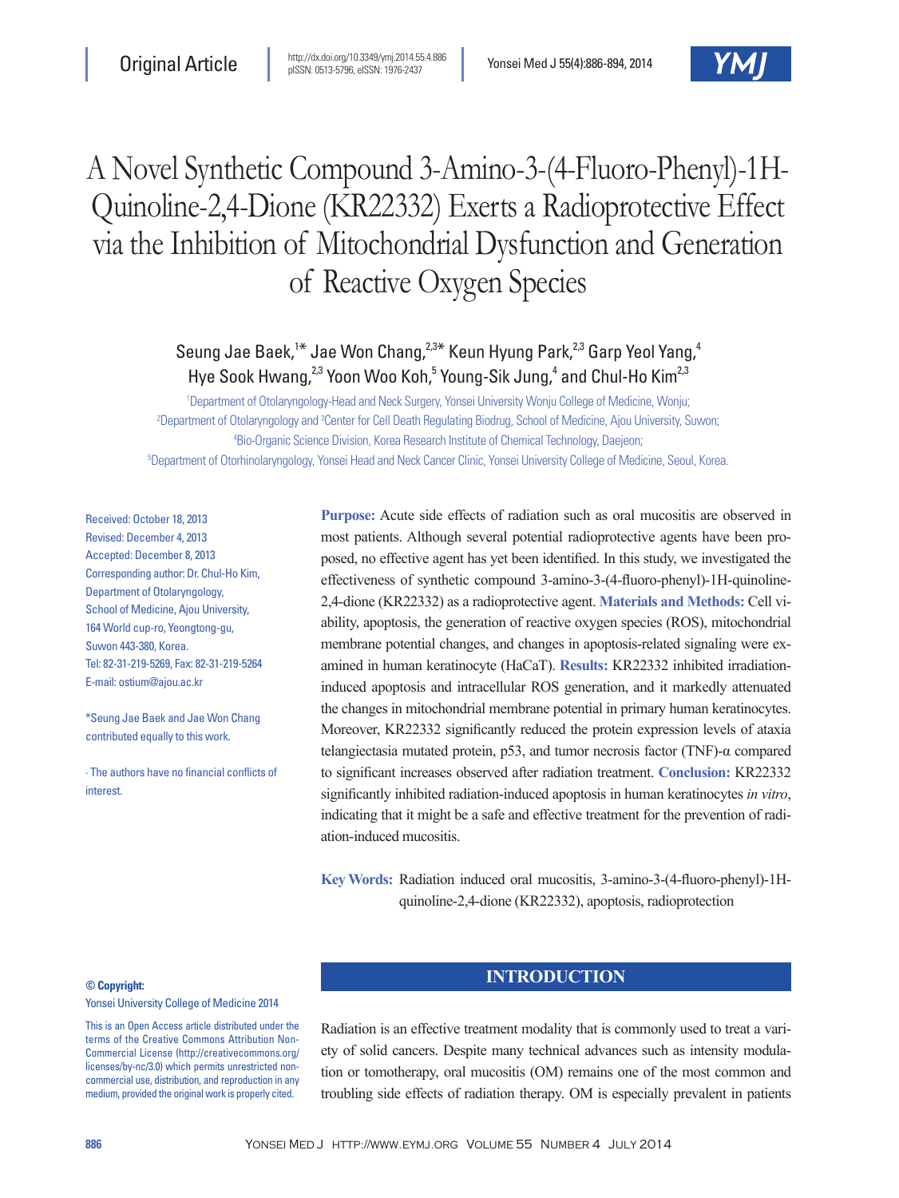Original Article

http://dx.doi.org/10.3349/ymj.2014.55.4.886
pISSN: 0513-5796, eISSN: 1976-2437

# A Novel Synthetic Compound 3-Amino-3-(4-Fluoro-Phenyl)-1H-Quinoline-2,4-Dione (KR22332) Exerts a Radioprotective Effect via the Inhibition of Mitochondrial Dysfunction and Generation of Reactive Oxygen Species

Seung Jae Baek,[1*] Jae Won Chang,[2,3*] Keun Hyung Park,[2,3] Garp Yeol Yang,[4] Hye Sook Hwang,[2,3] Yoon Woo Koh,[5] Young-Sik Jung,[4] and Chul-Ho Kim[2,3]

[1]Department of Otolaryngology-Head and Neck Surgery, Yonsei University Wonju College of Medicine, Wonju;
[2]Department of Otolaryngology and [3]Center for Cell Death Regulating Biodrug, School of Medicine, Ajou University, Suwon;
[4]Bio-Organic Science Division, Korea Research Institute of Chemical Technology, Daejeon;
[5]Department of Otorhinolaryngology, Yonsei Head and Neck Cancer Clinic, Yonsei University College of Medicine, Seoul, Korea.

Received: October 18, 2013
Revised: December 4, 2013
Accepted: December 8, 2013
Corresponding author: Dr. Chul-Ho Kim, Department of Otolaryngology, School of Medicine, Ajou University, 164 World cup-ro, Yeongtong-gu, Suwon 443-380, Korea.
Tel: 82-31-219-5269, Fax: 82-31-219-5264
E-mail: ostium@ajou.ac.kr

*Seung Jae Baek and Jae Won Chang contributed equally to this work.

∙ The authors have no financial conflicts of interest.

**Purpose:** Acute side effects of radiation such as oral mucositis are observed in most patients. Although several potential radioprotective agents have been proposed, no effective agent has yet been identified. In this study, we investigated the effectiveness of synthetic compound 3-amino-3-(4-fluoro-phenyl)-1H-quinoline-2,4-dione (KR22332) as a radioprotective agent. **Materials and Methods:** Cell viability, apoptosis, the generation of reactive oxygen species (ROS), mitochondrial membrane potential changes, and changes in apoptosis-related signaling were examined in human keratinocyte (HaCaT). **Results:** KR22332 inhibited irradiation-induced apoptosis and intracellular ROS generation, and it markedly attenuated the changes in mitochondrial membrane potential in primary human keratinocytes. Moreover, KR22332 significantly reduced the protein expression levels of ataxia telangiectasia mutated protein, p53, and tumor necrosis factor (TNF)-α compared to significant increases observed after radiation treatment. **Conclusion:** KR22332 significantly inhibited radiation-induced apoptosis in human keratinocytes *in vitro*, indicating that it might be a safe and effective treatment for the prevention of radiation-induced mucositis.

**Key Words:** Radiation induced oral mucositis, 3-amino-3-(4-fluoro-phenyl)-1H-quinoline-2,4-dione (KR22332), apoptosis, radioprotection

**© Copyright:**
Yonsei University College of Medicine 2014

This is an Open Access article distributed under the terms of the Creative Commons Attribution Non-Commercial License (http://creativecommons.org/licenses/by-nc/3.0) which permits unrestricted non-commercial use, distribution, and reproduction in any medium, provided the original work is properly cited.

## INTRODUCTION

Radiation is an effective treatment modality that is commonly used to treat a variety of solid cancers. Despite many technical advances such as intensity modulation or tomotherapy, oral mucositis (OM) remains one of the most common and troubling side effects of radiation therapy. OM is especially prevalent in patients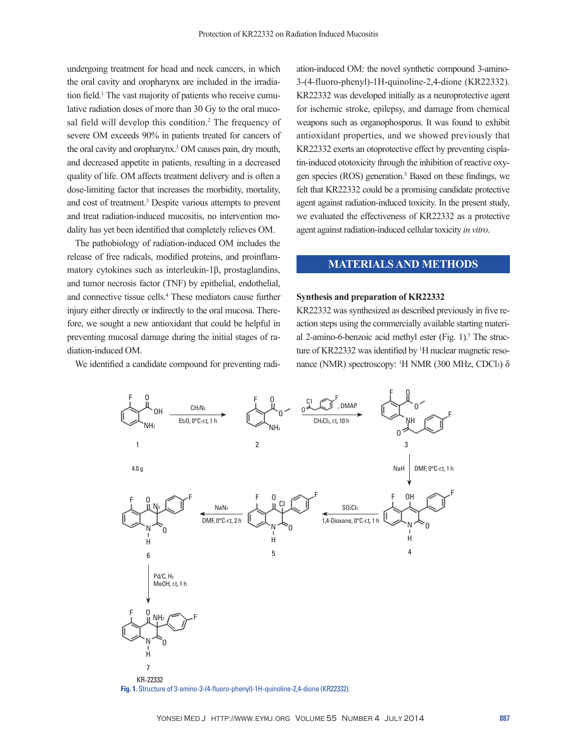undergoing treatment for head and neck cancers, in which the oral cavity and oropharynx are included in the irradiation field.[1] The vast majority of patients who receive cumulative radiation doses of more than 30 Gy to the oral mucosal field will develop this condition.[2] The frequency of severe OM exceeds 90% in patients treated for cancers of the oral cavity and oropharynx.[3] OM causes pain, dry mouth, and decreased appetite in patients, resulting in a decreased quality of life. OM affects treatment delivery and is often a dose-limiting factor that increases the morbidity, mortality, and cost of treatment.[3] Despite various attempts to prevent and treat radiation-induced mucositis, no intervention modality has yet been identified that completely relieves OM.

The pathobiology of radiation-induced OM includes the release of free radicals, modified proteins, and proinflammatory cytokines such as interleukin-1β, prostaglandins, and tumor necrosis factor (TNF) by epithelial, endothelial, and connective tissue cells.[4] These mediators cause further injury either directly or indirectly to the oral mucosa. Therefore, we sought a new antioxidant that could be helpful in preventing mucosal damage during the initial stages of radiation-induced OM.

We identified a candidate compound for preventing radiation-induced OM: the novel synthetic compound 3-amino-3-(4-fluoro-phenyl)-1H-quinoline-2,4-dione (KR22332). KR22332 was developed initially as a neuroprotective agent for ischemic stroke, epilepsy, and damage from chemical weapons such as organophosporus. It was found to exhibit antioxidant properties, and we showed previously that KR22332 exerts an otoprotective effect by preventing cisplatin-induced ototoxicity through the inhibition of reactive oxygen species (ROS) generation.[5] Based on these findings, we felt that KR22332 could be a promising candidate protective agent against radiation-induced toxicity. In the present study, we evaluated the effectiveness of KR22332 as a protective agent against radiation-induced cellular toxicity *in vitro*.

## MATERIALS AND METHODS

### Synthesis and preparation of KR22332

KR22332 was synthesized as described previously in five reaction steps using the commercially available starting material 2-amino-6-benzoic acid methyl ester (Fig. 1).[5] The structure of KR22332 was identified by $^1$H nuclear magnetic resonance (NMR) spectroscopy: $^1$H NMR (300 MHz, $CDCl_3$) δ

**Fig. 1.** Structure of 3-amino-3-(4-fluoro-phenyl)-1H-quinoline-2,4-dione (KR22332).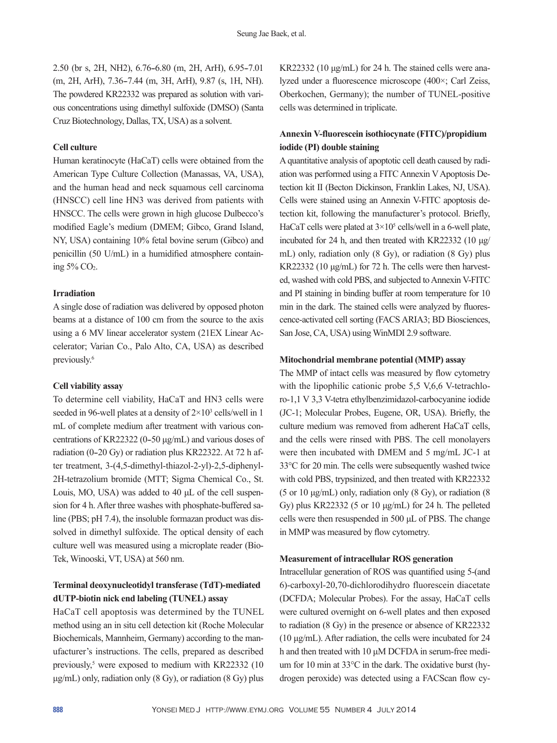2.50 (br s, 2H, NH2), 6.76–6.80 (m, 2H, ArH), 6.95–7.01 (m, 2H, ArH), 7.36–7.44 (m, 3H, ArH), 9.87 (s, 1H, NH). The powdered KR22332 was prepared as solution with various concentrations using dimethyl sulfoxide (DMSO) (Santa Cruz Biotechnology, Dallas, TX, USA) as a solvent.

#### Cell culture

Human keratinocyte (HaCaT) cells were obtained from the American Type Culture Collection (Manassas, VA, USA), and the human head and neck squamous cell carcinoma (HNSCC) cell line HN3 was derived from patients with HNSCC. The cells were grown in high glucose Dulbecco's modified Eagle's medium (DMEM; Gibco, Grand Island, NY, USA) containing 10% fetal bovine serum (Gibco) and penicillin (50 U/mL) in a humidified atmosphere containing 5% $CO_2$.

#### Irradiation

A single dose of radiation was delivered by opposed photon beams at a distance of 100 cm from the source to the axis using a 6 MV linear accelerator system (21EX Linear Accelerator; Varian Co., Palo Alto, CA, USA) as described previously.[6]

#### Cell viability assay

To determine cell viability, HaCaT and HN3 cells were seeded in 96-well plates at a density of $2\times10^3$ cells/well in 1 mL of complete medium after treatment with various concentrations of KR22322 (0–50 μg/mL) and various doses of radiation (0–20 Gy) or radiation plus KR22322. At 72 h after treatment, 3-(4,5-dimethyl-thiazol-2-yl)-2,5-diphenyl-2H-tetrazolium bromide (MTT; Sigma Chemical Co., St. Louis, MO, USA) was added to 40 μL of the cell suspension for 4 h. After three washes with phosphate-buffered saline (PBS; pH 7.4), the insoluble formazan product was dissolved in dimethyl sulfoxide. The optical density of each culture well was measured using a microplate reader (Bio-Tek, Winooski, VT, USA) at 560 nm.

#### Terminal deoxynucleotidyl transferase (TdT)-mediated dUTP-biotin nick end labeling (TUNEL) assay

HaCaT cell apoptosis was determined by the TUNEL method using an in situ cell detection kit (Roche Molecular Biochemicals, Mannheim, Germany) according to the manufacturer's instructions. The cells, prepared as described previously,[5] were exposed to medium with KR22332 (10 μg/mL) only, radiation only (8 Gy), or radiation (8 Gy) plus KR22332 (10 μg/mL) for 24 h. The stained cells were analyzed under a fluorescence microscope (400×; Carl Zeiss, Oberkochen, Germany); the number of TUNEL-positive cells was determined in triplicate.

#### Annexin V-fluorescein isothiocynate (FITC)/propidium iodide (PI) double staining

A quantitative analysis of apoptotic cell death caused by radiation was performed using a FITC Annexin V Apoptosis Detection kit II (Becton Dickinson, Franklin Lakes, NJ, USA). Cells were stained using an Annexin V-FITC apoptosis detection kit, following the manufacturer's protocol. Briefly, HaCaT cells were plated at $3\times10^5$ cells/well in a 6-well plate, incubated for 24 h, and then treated with KR22332 (10 μg/mL) only, radiation only (8 Gy), or radiation (8 Gy) plus KR22332 (10 μg/mL) for 72 h. The cells were then harvested, washed with cold PBS, and subjected to Annexin V-FITC and PI staining in binding buffer at room temperature for 10 min in the dark. The stained cells were analyzed by fluorescence-activated cell sorting (FACS ARIA3; BD Biosciences, San Jose, CA, USA) using WinMDI 2.9 software.

#### Mitochondrial membrane potential (MMP) assay

The MMP of intact cells was measured by flow cytometry with the lipophilic cationic probe 5,5 V,6,6 V-tetrachloro-1,1 V 3,3 V-tetra ethylbenzimidazol-carbocyanine iodide (JC-1; Molecular Probes, Eugene, OR, USA). Briefly, the culture medium was removed from adherent HaCaT cells, and the cells were rinsed with PBS. The cell monolayers were then incubated with DMEM and 5 mg/mL JC-1 at 33°C for 20 min. The cells were subsequently washed twice with cold PBS, trypsinized, and then treated with KR22332 (5 or 10 μg/mL) only, radiation only (8 Gy), or radiation (8 Gy) plus KR22332 (5 or 10 μg/mL) for 24 h. The pelleted cells were then resuspended in 500 μL of PBS. The change in MMP was measured by flow cytometry.

#### Measurement of intracellular ROS generation

Intracellular generation of ROS was quantified using 5-(and 6)-carboxyl-20,70-dichlorodihydro fluorescein diacetate (DCFDA; Molecular Probes). For the assay, HaCaT cells were cultured overnight on 6-well plates and then exposed to radiation (8 Gy) in the presence or absence of KR22332 (10 μg/mL). After radiation, the cells were incubated for 24 h and then treated with 10 μM DCFDA in serum-free medium for 10 min at 33°C in the dark. The oxidative burst (hydrogen peroxide) was detected using a FACScan flow cy-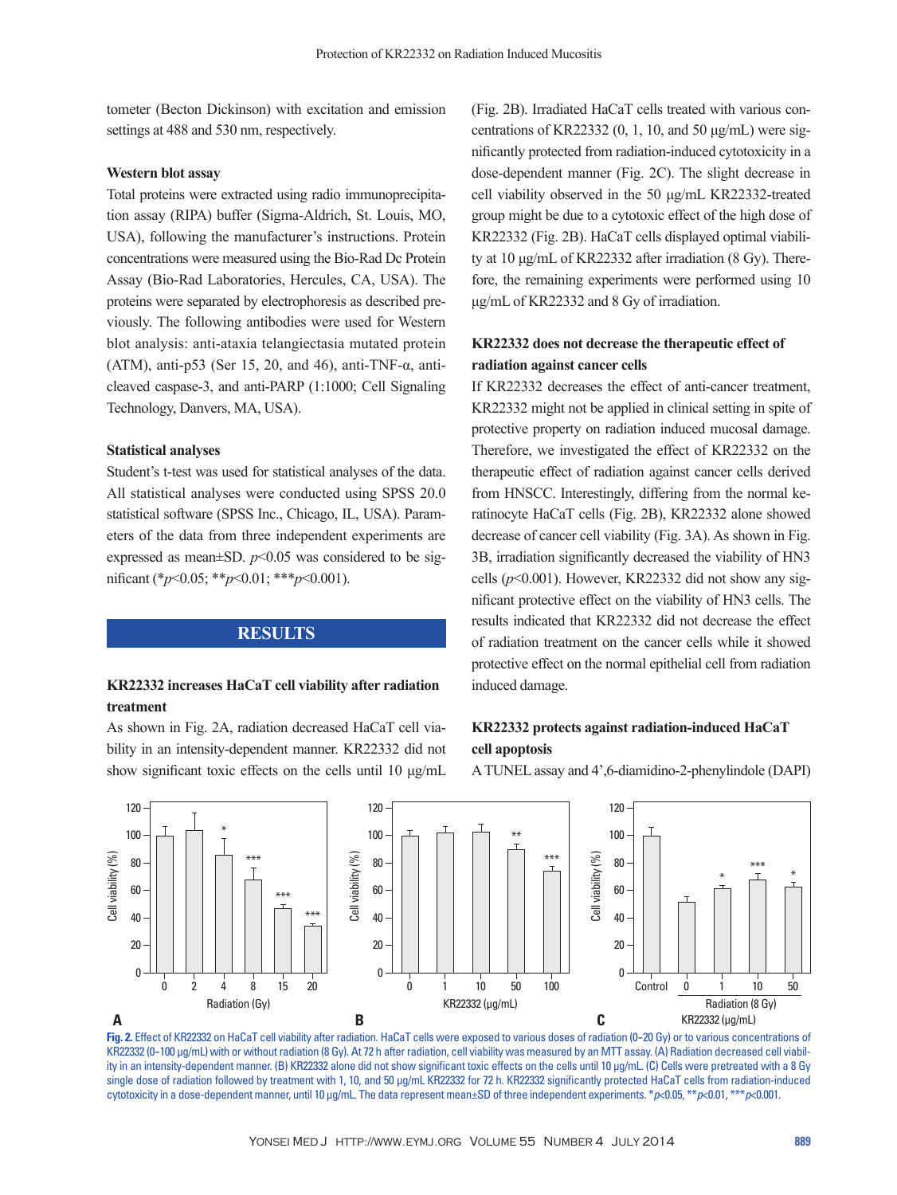tometer (Becton Dickinson) with excitation and emission settings at 488 and 530 nm, respectively.

### Western blot assay

Total proteins were extracted using radio immunoprecipitation assay (RIPA) buffer (Sigma-Aldrich, St. Louis, MO, USA), following the manufacturer's instructions. Protein concentrations were measured using the Bio-Rad Dc Protein Assay (Bio-Rad Laboratories, Hercules, CA, USA). The proteins were separated by electrophoresis as described previously. The following antibodies were used for Western blot analysis: anti-ataxia telangiectasia mutated protein (ATM), anti-p53 (Ser 15, 20, and 46), anti-TNF-α, anti-cleaved caspase-3, and anti-PARP (1:1000; Cell Signaling Technology, Danvers, MA, USA).

### Statistical analyses

Student's t-test was used for statistical analyses of the data. All statistical analyses were conducted using SPSS 20.0 statistical software (SPSS Inc., Chicago, IL, USA). Parameters of the data from three independent experiments are expressed as mean±SD. $p<0.05$ was considered to be significant (*$p<0.05$; **$p<0.01$; ***$p<0.001$).

## RESULTS

### KR22332 increases HaCaT cell viability after radiation treatment

As shown in Fig. 2A, radiation decreased HaCaT cell viability in an intensity-dependent manner. KR22332 did not show significant toxic effects on the cells until 10 μg/mL (Fig. 2B). Irradiated HaCaT cells treated with various concentrations of KR22332 (0, 1, 10, and 50 μg/mL) were significantly protected from radiation-induced cytotoxicity in a dose-dependent manner (Fig. 2C). The slight decrease in cell viability observed in the 50 μg/mL KR22332-treated group might be due to a cytotoxic effect of the high dose of KR22332 (Fig. 2B). HaCaT cells displayed optimal viability at 10 μg/mL of KR22332 after irradiation (8 Gy). Therefore, the remaining experiments were performed using 10 μg/mL of KR22332 and 8 Gy of irradiation.

### KR22332 does not decrease the therapeutic effect of radiation against cancer cells

If KR22332 decreases the effect of anti-cancer treatment, KR22332 might not be applied in clinical setting in spite of protective property on radiation induced mucosal damage. Therefore, we investigated the effect of KR22332 on the therapeutic effect of radiation against cancer cells derived from HNSCC. Interestingly, differing from the normal keratinocyte HaCaT cells (Fig. 2B), KR22332 alone showed decrease of cancer cell viability (Fig. 3A). As shown in Fig. 3B, irradiation significantly decreased the viability of HN3 cells ($p<0.001$). However, KR22332 did not show any significant protective effect on the viability of HN3 cells. The results indicated that KR22332 did not decrease the effect of radiation treatment on the cancer cells while it showed protective effect on the normal epithelial cell from radiation induced damage.

### KR22332 protects against radiation-induced HaCaT cell apoptosis

A TUNEL assay and 4',6-diamidino-2-phenylindole (DAPI)

**Fig. 2.** Effect of KR22332 on HaCaT cell viability after radiation. HaCaT cells were exposed to various doses of radiation (0–20 Gy) or to various concentrations of KR22332 (0–100 μg/mL) with or without radiation (8 Gy). At 72 h after radiation, cell viability was measured by an MTT assay. (A) Radiation decreased cell viability in an intensity-dependent manner. (B) KR22332 alone did not show significant toxic effects on the cells until 10 μg/mL. (C) Cells were pretreated with a 8 Gy single dose of radiation followed by treatment with 1, 10, and 50 μg/mL KR22332 for 72 h. KR22332 significantly protected HaCaT cells from radiation-induced cytotoxicity in a dose-dependent manner, until 10 μg/mL. The data represent mean±SD of three independent experiments. *$p<0.05$, **$p<0.01$, ***$p<0.001$.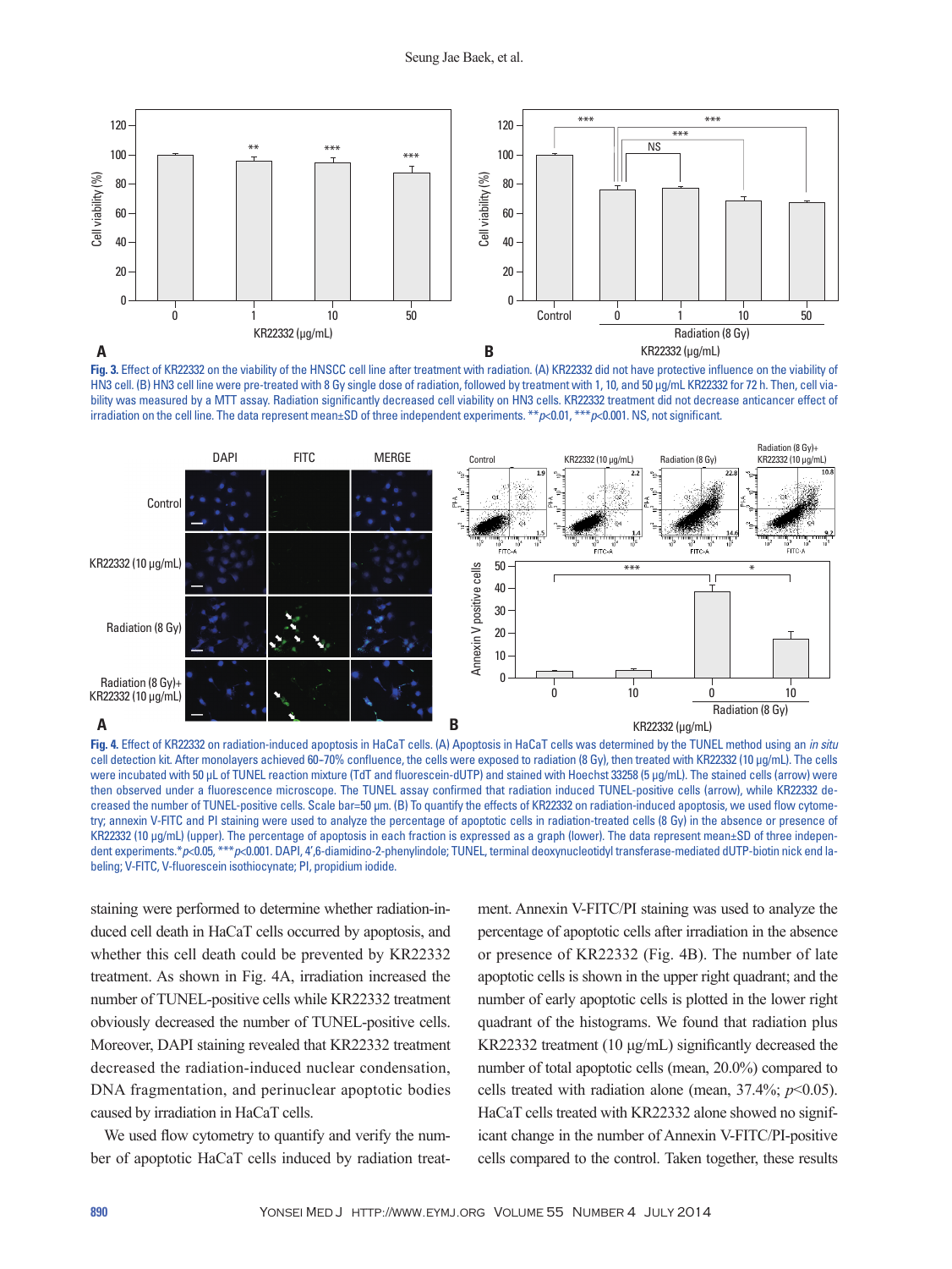**Fig. 3.** Effect of KR22332 on the viability of the HNSCC cell line after treatment with radiation. (A) KR22332 did not have protective influence on the viability of HN3 cell. (B) HN3 cell line were pre-treated with 8 Gy single dose of radiation, followed by treatment with 1, 10, and 50 μg/mL KR22332 for 72 h. Then, cell viability was measured by a MTT assay. Radiation significantly decreased cell viability on HN3 cells. KR22332 treatment did not decrease anticancer effect of irradiation on the cell line. The data represent mean±SD of three independent experiments. ** $p<0.01$, *** $p<0.001$. NS, not significant.

**Fig. 4.** Effect of KR22332 on radiation-induced apoptosis in HaCaT cells. (A) Apoptosis in HaCaT cells was determined by the TUNEL method using an *in situ* cell detection kit. After monolayers achieved 60–70% confluence, the cells were exposed to radiation (8 Gy), then treated with KR22332 (10 μg/mL). The cells were incubated with 50 μL of TUNEL reaction mixture (TdT and fluorescein-dUTP) and stained with Hoechst 33258 (5 μg/mL). The stained cells (arrow) were then observed under a fluorescence microscope. The TUNEL assay confirmed that radiation induced TUNEL-positive cells (arrow), while KR22332 decreased the number of TUNEL-positive cells. Scale bar=50 μm. (B) To quantify the effects of KR22332 on radiation-induced apoptosis, we used flow cytometry; annexin V-FITC and PI staining were used to analyze the percentage of apoptotic cells in radiation-treated cells (8 Gy) in the absence or presence of KR22332 (10 μg/mL) (upper). The percentage of apoptosis in each fraction is expressed as a graph (lower). The data represent mean±SD of three independent experiments. * $p<0.05$, *** $p<0.001$. DAPI, 4',6-diamidino-2-phenylindole; TUNEL, terminal deoxynucleotidyl transferase-mediated dUTP-biotin nick end labeling; V-FITC, V-fluorescein isothiocyanate; PI, propidium iodide.

staining were performed to determine whether radiation-induced cell death in HaCaT cells occurred by apoptosis, and whether this cell death could be prevented by KR22332 treatment. As shown in Fig. 4A, irradiation increased the number of TUNEL-positive cells while KR22332 treatment obviously decreased the number of TUNEL-positive cells. Moreover, DAPI staining revealed that KR22332 treatment decreased the radiation-induced nuclear condensation, DNA fragmentation, and perinuclear apoptotic bodies caused by irradiation in HaCaT cells.

We used flow cytometry to quantify and verify the number of apoptotic HaCaT cells induced by radiation treatment. Annexin V-FITC/PI staining was used to analyze the percentage of apoptotic cells after irradiation in the absence or presence of KR22332 (Fig. 4B). The number of late apoptotic cells is shown in the upper right quadrant; and the number of early apoptotic cells is plotted in the lower right quadrant of the histograms. We found that radiation plus KR22332 treatment (10 μg/mL) significantly decreased the number of total apoptotic cells (mean, 20.0%) compared to cells treated with radiation alone (mean, 37.4%; $p<0.05$). HaCaT cells treated with KR22332 alone showed no significant change in the number of Annexin V-FITC/PI-positive cells compared to the control. Taken together, these results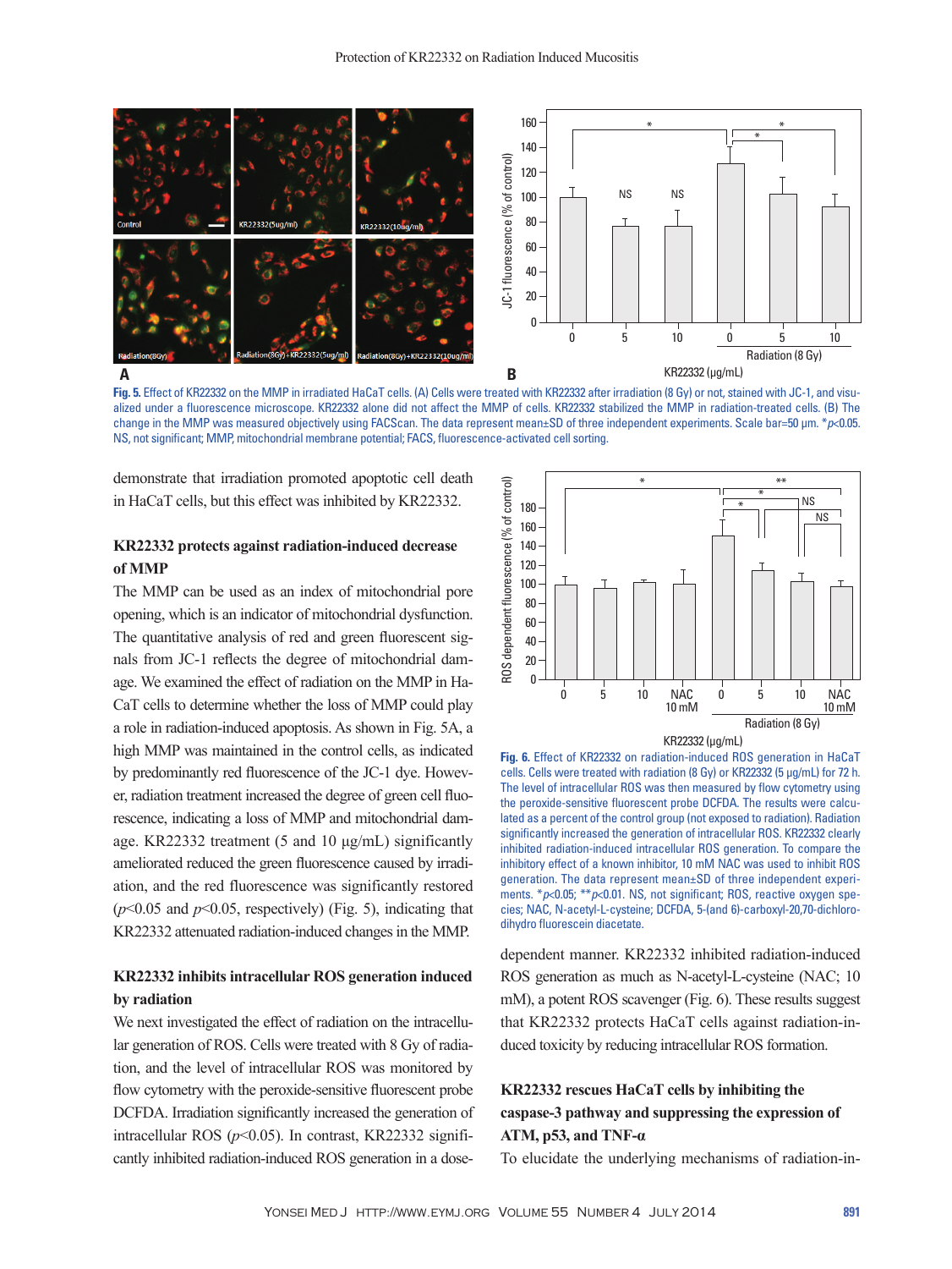Fig. 5. Effect of KR22332 on the MMP in irradiated HaCaT cells. (A) Cells were treated with KR22332 after irradiation (8 Gy) or not, stained with JC-1, and visualized under a fluorescence microscope. KR22332 alone did not affect the MMP of cells. KR22332 stabilized the MMP in radiation-treated cells. (B) The change in the MMP was measured objectively using FACScan. The data represent mean±SD of three independent experiments. Scale bar=50 μm. *$p$<0.05. NS, not significant; MMP, mitochondrial membrane potential; FACS, fluorescence-activated cell sorting.

demonstrate that irradiation promoted apoptotic cell death in HaCaT cells, but this effect was inhibited by KR22332.

### KR22332 protects against radiation-induced decrease of MMP

The MMP can be used as an index of mitochondrial pore opening, which is an indicator of mitochondrial dysfunction. The quantitative analysis of red and green fluorescent signals from JC-1 reflects the degree of mitochondrial damage. We examined the effect of radiation on the MMP in HaCaT cells to determine whether the loss of MMP could play a role in radiation-induced apoptosis. As shown in Fig. 5A, a high MMP was maintained in the control cells, as indicated by predominantly red fluorescence of the JC-1 dye. However, radiation treatment increased the degree of green cell fluorescence, indicating a loss of MMP and mitochondrial damage. KR22332 treatment (5 and 10 μg/mL) significantly ameliorated reduced the green fluorescence caused by irradiation, and the red fluorescence was significantly restored ($p$<0.05 and $p$<0.05, respectively) (Fig. 5), indicating that KR22332 attenuated radiation-induced changes in the MMP.

### KR22332 inhibits intracellular ROS generation induced by radiation

We next investigated the effect of radiation on the intracellular generation of ROS. Cells were treated with 8 Gy of radiation, and the level of intracellular ROS was monitored by flow cytometry with the peroxide-sensitive fluorescent probe DCFDA. Irradiation significantly increased the generation of intracellular ROS ($p$<0.05). In contrast, KR22332 significantly inhibited radiation-induced ROS generation in a dose-dependent manner. KR22332 inhibited radiation-induced ROS generation as much as N-acetyl-L-cysteine (NAC; 10 mM), a potent ROS scavenger (Fig. 6). These results suggest that KR22332 protects HaCaT cells against radiation-induced toxicity by reducing intracellular ROS formation.

Fig. 6. Effect of KR22332 on radiation-induced ROS generation in HaCaT cells. Cells were treated with radiation (8 Gy) or KR22332 (5 μg/mL) for 72 h. The level of intracellular ROS was then measured by flow cytometry using the peroxide-sensitive fluorescent probe DCFDA. The results were calculated as a percent of the control group (not exposed to radiation). Radiation significantly increased the generation of intracellular ROS. KR22332 clearly inhibited radiation-induced intracellular ROS generation. To compare the inhibitory effect of a known inhibitor, 10 mM NAC was used to inhibit ROS generation. The data represent mean±SD of three independent experiments. *$p$<0.05; **$p$<0.01. NS, not significant; ROS, reactive oxygen species; NAC, N-acetyl-L-cysteine; DCFDA, 5-(and 6)-carboxyl-20,70-dichlorodihydro fluorescein diacetate.

### KR22332 rescues HaCaT cells by inhibiting the caspase-3 pathway and suppressing the expression of ATM, p53, and TNF-α

To elucidate the underlying mechanisms of radiation-in-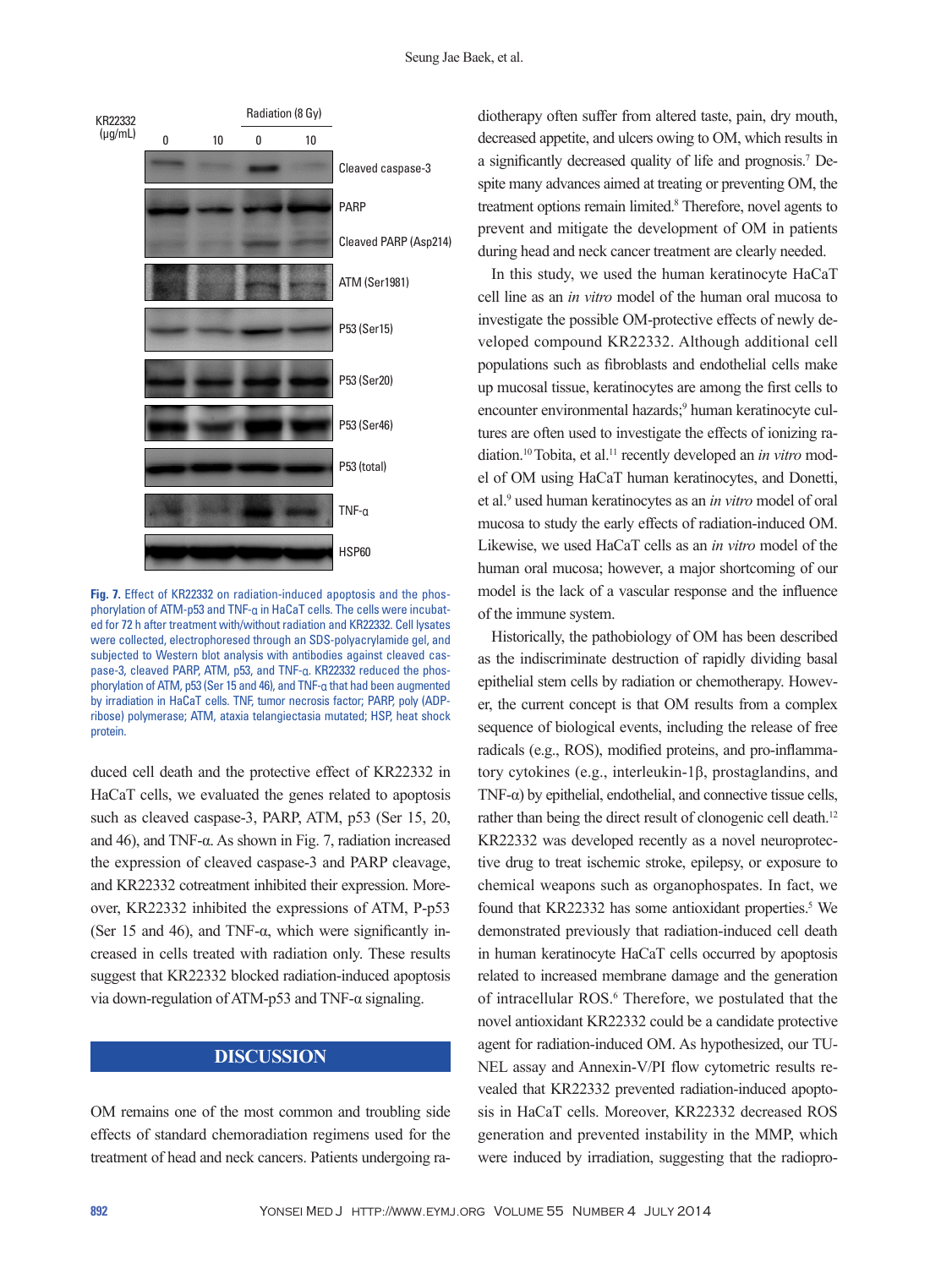Fig. 7. Effect of KR22332 on radiation-induced apoptosis and the phosphorylation of ATM-p53 and TNF-α in HaCaT cells. The cells were incubated for 72 h after treatment with/without radiation and KR22332. Cell lysates were collected, electrophoresed through an SDS-polyacrylamide gel, and subjected to Western blot analysis with antibodies against cleaved caspase-3, cleaved PARP, ATM, p53, and TNF-α. KR22332 reduced the phosphorylation of ATM, p53 (Ser 15 and 46), and TNF-α that had been augmented by irradiation in HaCaT cells. TNF, tumor necrosis factor; PARP, poly (ADP-ribose) polymerase; ATM, ataxia telangiectasia mutated; HSP, heat shock protein.

duced cell death and the protective effect of KR22332 in HaCaT cells, we evaluated the genes related to apoptosis such as cleaved caspase-3, PARP, ATM, p53 (Ser 15, 20, and 46), and TNF-α. As shown in Fig. 7, radiation increased the expression of cleaved caspase-3 and PARP cleavage, and KR22332 cotreatment inhibited their expression. Moreover, KR22332 inhibited the expressions of ATM, P-p53 (Ser 15 and 46), and TNF-α, which were significantly increased in cells treated with radiation only. These results suggest that KR22332 blocked radiation-induced apoptosis via down-regulation of ATM-p53 and TNF-α signaling.

## DISCUSSION

OM remains one of the most common and troubling side effects of standard chemoradiation regimens used for the treatment of head and neck cancers. Patients undergoing radiotherapy often suffer from altered taste, pain, dry mouth, decreased appetite, and ulcers owing to OM, which results in a significantly decreased quality of life and prognosis.[7] Despite many advances aimed at treating or preventing OM, the treatment options remain limited.[8] Therefore, novel agents to prevent and mitigate the development of OM in patients during head and neck cancer treatment are clearly needed.

In this study, we used the human keratinocyte HaCaT cell line as an *in vitro* model of the human oral mucosa to investigate the possible OM-protective effects of newly developed compound KR22332. Although additional cell populations such as fibroblasts and endothelial cells make up mucosal tissue, keratinocytes are among the first cells to encounter environmental hazards;[9] human keratinocyte cultures are often used to investigate the effects of ionizing radiation.[10] Tobita, et al.[11] recently developed an *in vitro* model of OM using HaCaT human keratinocytes, and Donetti, et al.[9] used human keratinocytes as an *in vitro* model of oral mucosa to study the early effects of radiation-induced OM. Likewise, we used HaCaT cells as an *in vitro* model of the human oral mucosa; however, a major shortcoming of our model is the lack of a vascular response and the influence of the immune system.

Historically, the pathobiology of OM has been described as the indiscriminate destruction of rapidly dividing basal epithelial stem cells by radiation or chemotherapy. However, the current concept is that OM results from a complex sequence of biological events, including the release of free radicals (e.g., ROS), modified proteins, and pro-inflammatory cytokines (e.g., interleukin-1β, prostaglandins, and TNF-α) by epithelial, endothelial, and connective tissue cells, rather than being the direct result of clonogenic cell death.[12] KR22332 was developed recently as a novel neuroprotective drug to treat ischemic stroke, epilepsy, or exposure to chemical weapons such as organophospates. In fact, we found that KR22332 has some antioxidant properties.[5] We demonstrated previously that radiation-induced cell death in human keratinocyte HaCaT cells occurred by apoptosis related to increased membrane damage and the generation of intracellular ROS.[6] Therefore, we postulated that the novel antioxidant KR22332 could be a candidate protective agent for radiation-induced OM. As hypothesized, our TUNEL assay and Annexin-V/PI flow cytometric results revealed that KR22332 prevented radiation-induced apoptosis in HaCaT cells. Moreover, KR22332 decreased ROS generation and prevented instability in the MMP, which were induced by irradiation, suggesting that the radiopro-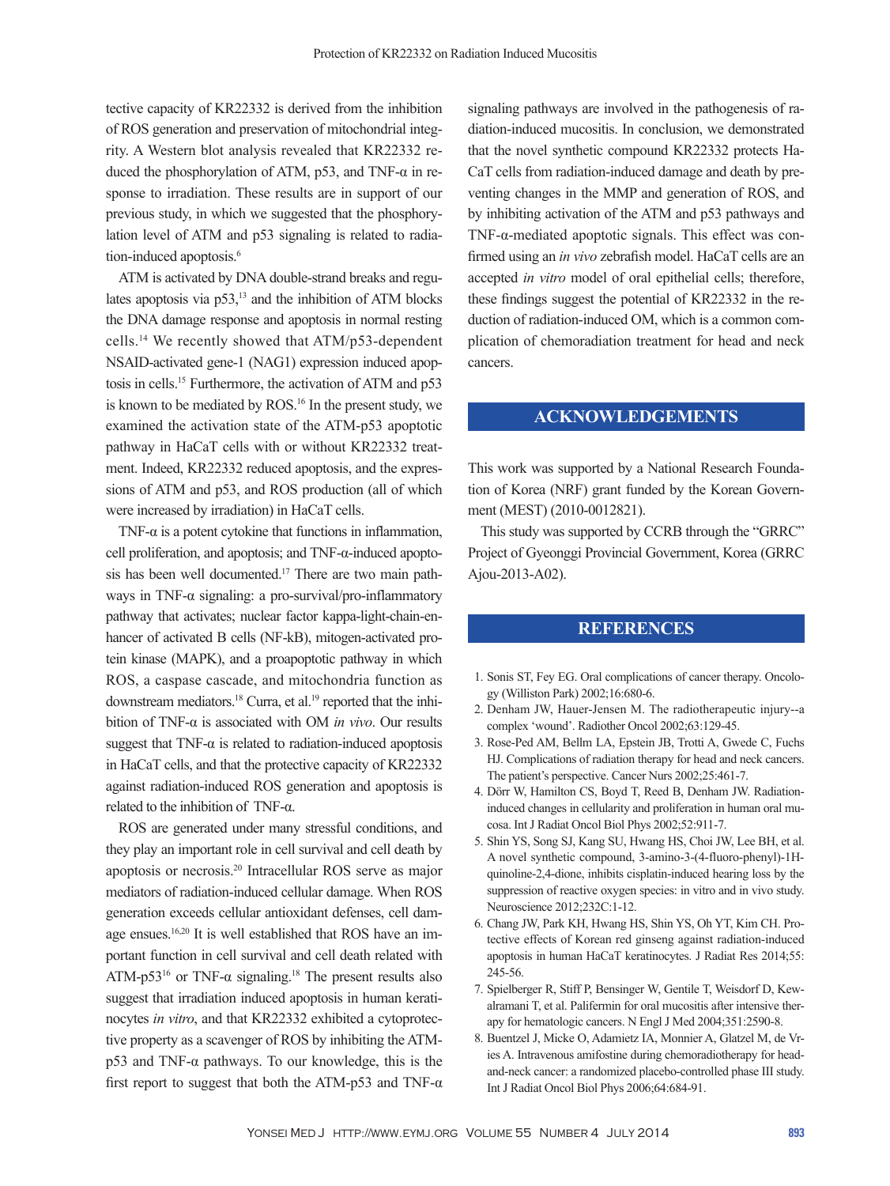tective capacity of KR22332 is derived from the inhibition of ROS generation and preservation of mitochondrial integrity. A Western blot analysis revealed that KR22332 reduced the phosphorylation of ATM, p53, and TNF-α in response to irradiation. These results are in support of our previous study, in which we suggested that the phosphorylation level of ATM and p53 signaling is related to radiation-induced apoptosis.[6]

ATM is activated by DNA double-strand breaks and regulates apoptosis via p53,[13] and the inhibition of ATM blocks the DNA damage response and apoptosis in normal resting cells.[14] We recently showed that ATM/p53-dependent NSAID-activated gene-1 (NAG1) expression induced apoptosis in cells.[15] Furthermore, the activation of ATM and p53 is known to be mediated by ROS.[16] In the present study, we examined the activation state of the ATM-p53 apoptotic pathway in HaCaT cells with or without KR22332 treatment. Indeed, KR22332 reduced apoptosis, and the expressions of ATM and p53, and ROS production (all of which were increased by irradiation) in HaCaT cells.

TNF-α is a potent cytokine that functions in inflammation, cell proliferation, and apoptosis; and TNF-α-induced apoptosis has been well documented.[17] There are two main pathways in TNF-α signaling: a pro-survival/pro-inflammatory pathway that activates; nuclear factor kappa-light-chain-enhancer of activated B cells (NF-kB), mitogen-activated protein kinase (MAPK), and a proapoptotic pathway in which ROS, a caspase cascade, and mitochondria function as downstream mediators.[18] Curra, et al.[19] reported that the inhibition of TNF-α is associated with OM *in vivo*. Our results suggest that TNF-α is related to radiation-induced apoptosis in HaCaT cells, and that the protective capacity of KR22332 against radiation-induced ROS generation and apoptosis is related to the inhibition of TNF-α.

ROS are generated under many stressful conditions, and they play an important role in cell survival and cell death by apoptosis or necrosis.[20] Intracellular ROS serve as major mediators of radiation-induced cellular damage. When ROS generation exceeds cellular antioxidant defenses, cell damage ensues.[16,20] It is well established that ROS have an important function in cell survival and cell death related with ATM-p53[16] or TNF-α signaling.[18] The present results also suggest that irradiation induced apoptosis in human keratinocytes *in vitro*, and that KR22332 exhibited a cytoprotective property as a scavenger of ROS by inhibiting the ATM-p53 and TNF-α pathways. To our knowledge, this is the first report to suggest that both the ATM-p53 and TNF-α signaling pathways are involved in the pathogenesis of radiation-induced mucositis. In conclusion, we demonstrated that the novel synthetic compound KR22332 protects HaCaT cells from radiation-induced damage and death by preventing changes in the MMP and generation of ROS, and by inhibiting activation of the ATM and p53 pathways and TNF-α-mediated apoptotic signals. This effect was confirmed using an *in vivo* zebrafish model. HaCaT cells are an accepted *in vitro* model of oral epithelial cells; therefore, these findings suggest the potential of KR22332 in the reduction of radiation-induced OM, which is a common complication of chemoradiation treatment for head and neck cancers.

## ACKNOWLEDGEMENTS

This work was supported by a National Research Foundation of Korea (NRF) grant funded by the Korean Government (MEST) (2010-0012821).

This study was supported by CCRB through the "GRRC" Project of Gyeonggi Provincial Government, Korea (GRRC Ajou-2013-A02).

## REFERENCES

1. Sonis ST, Fey EG. Oral complications of cancer therapy. Oncology (Williston Park) 2002;16:680-6.
2. Denham JW, Hauer-Jensen M. The radiotherapeutic injury--a complex 'wound'. Radiother Oncol 2002;63:129-45.
3. Rose-Ped AM, Bellm LA, Epstein JB, Trotti A, Gwede C, Fuchs HJ. Complications of radiation therapy for head and neck cancers. The patient's perspective. Cancer Nurs 2002;25:461-7.
4. Dörr W, Hamilton CS, Boyd T, Reed B, Denham JW. Radiation-induced changes in cellularity and proliferation in human oral mucosa. Int J Radiat Oncol Biol Phys 2002;52:911-7.
5. Shin YS, Song SJ, Kang SU, Hwang HS, Choi JW, Lee BH, et al. A novel synthetic compound, 3-amino-3-(4-fluoro-phenyl)-1H-quinoline-2,4-dione, inhibits cisplatin-induced hearing loss by the suppression of reactive oxygen species: in vitro and in vivo study. Neuroscience 2012;232C:1-12.
6. Chang JW, Park KH, Hwang HS, Shin YS, Oh YT, Kim CH. Protective effects of Korean red ginseng against radiation-induced apoptosis in human HaCaT keratinocytes. J Radiat Res 2014;55:245-56.
7. Spielberger R, Stiff P, Bensinger W, Gentile T, Weisdorf D, Kewalramani T, et al. Palifermin for oral mucositis after intensive therapy for hematologic cancers. N Engl J Med 2004;351:2590-8.
8. Buentzel J, Micke O, Adamietz IA, Monnier A, Glatzel M, de Vries A. Intravenous amifostine during chemoradiotherapy for head-and-neck cancer: a randomized placebo-controlled phase III study. Int J Radiat Oncol Biol Phys 2006;64:684-91.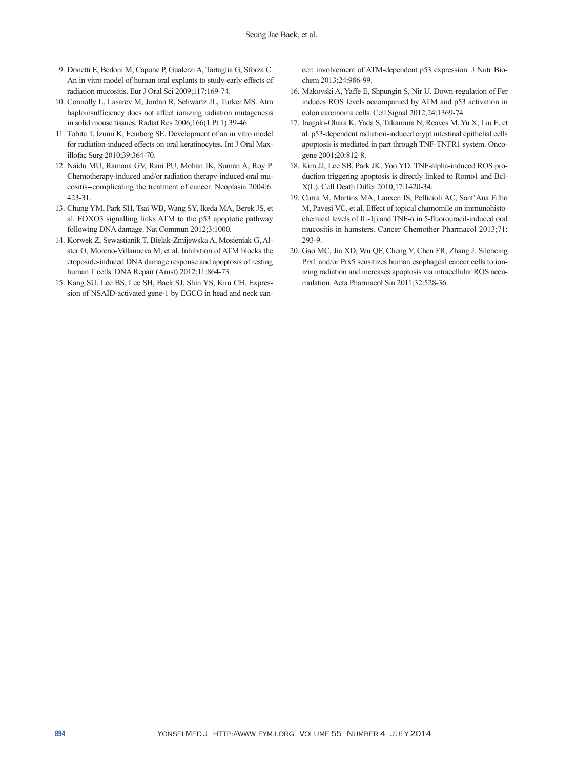9. Donetti E, Bedoni M, Capone P, Gualerzi A, Tartaglia G, Sforza C. An in vitro model of human oral explants to study early effects of radiation mucositis. Eur J Oral Sci 2009;117:169-74.
10. Connolly L, Lasarev M, Jordan R, Schwartz JL, Turker MS. Atm haploinsufficiency does not affect ionizing radiation mutagenesis in solid mouse tissues. Radiat Res 2006;166(1 Pt 1):39-46.
11. Tobita T, Izumi K, Feinberg SE. Development of an in vitro model for radiation-induced effects on oral keratinocytes. Int J Oral Maxillofac Surg 2010;39:364-70.
12. Naidu MU, Ramana GV, Rani PU, Mohan IK, Suman A, Roy P. Chemotherapy-induced and/or radiation therapy-induced oral mucositis--complicating the treatment of cancer. Neoplasia 2004;6: 423-31.
13. Chung YM, Park SH, Tsai WB, Wang SY, Ikeda MA, Berek JS, et al. FOXO3 signalling links ATM to the p53 apoptotic pathway following DNA damage. Nat Commun 2012;3:1000.
14. Korwek Z, Sewastianik T, Bielak-Zmijewska A, Mosieniak G, Alster O, Moreno-Villanueva M, et al. Inhibition of ATM blocks the etoposide-induced DNA damage response and apoptosis of resting human T cells. DNA Repair (Amst) 2012;11:864-73.
15. Kang SU, Lee BS, Lee SH, Baek SJ, Shin YS, Kim CH. Expression of NSAID-activated gene-1 by EGCG in head and neck cancer: involvement of ATM-dependent p53 expression. J Nutr Biochem 2013;24:986-99.
16. Makovski A, Yaffe E, Shpungin S, Nir U. Down-regulation of Fer induces ROS levels accompanied by ATM and p53 activation in colon carcinoma cells. Cell Signal 2012;24:1369-74.
17. Inagaki-Ohara K, Yada S, Takamura N, Reaves M, Yu X, Liu E, et al. p53-dependent radiation-induced crypt intestinal epithelial cells apoptosis is mediated in part through TNF-TNFR1 system. Oncogene 2001;20:812-8.
18. Kim JJ, Lee SB, Park JK, Yoo YD. TNF-alpha-induced ROS production triggering apoptosis is directly linked to Romo1 and Bcl-X(L). Cell Death Differ 2010;17:1420-34.
19. Curra M, Martins MA, Lauxen IS, Pellicioli AC, Sant'Ana Filho M, Pavesi VC, et al. Effect of topical chamomile on immunohistochemical levels of IL-1β and TNF-α in 5-fluorouracil-induced oral mucositis in hamsters. Cancer Chemother Pharmacol 2013;71: 293-9.
20. Gao MC, Jia XD, Wu QF, Cheng Y, Chen FR, Zhang J. Silencing Prx1 and/or Prx5 sensitizes human esophageal cancer cells to ionizing radiation and increases apoptosis via intracellular ROS accumulation. Acta Pharmacol Sin 2011;32:528-36.